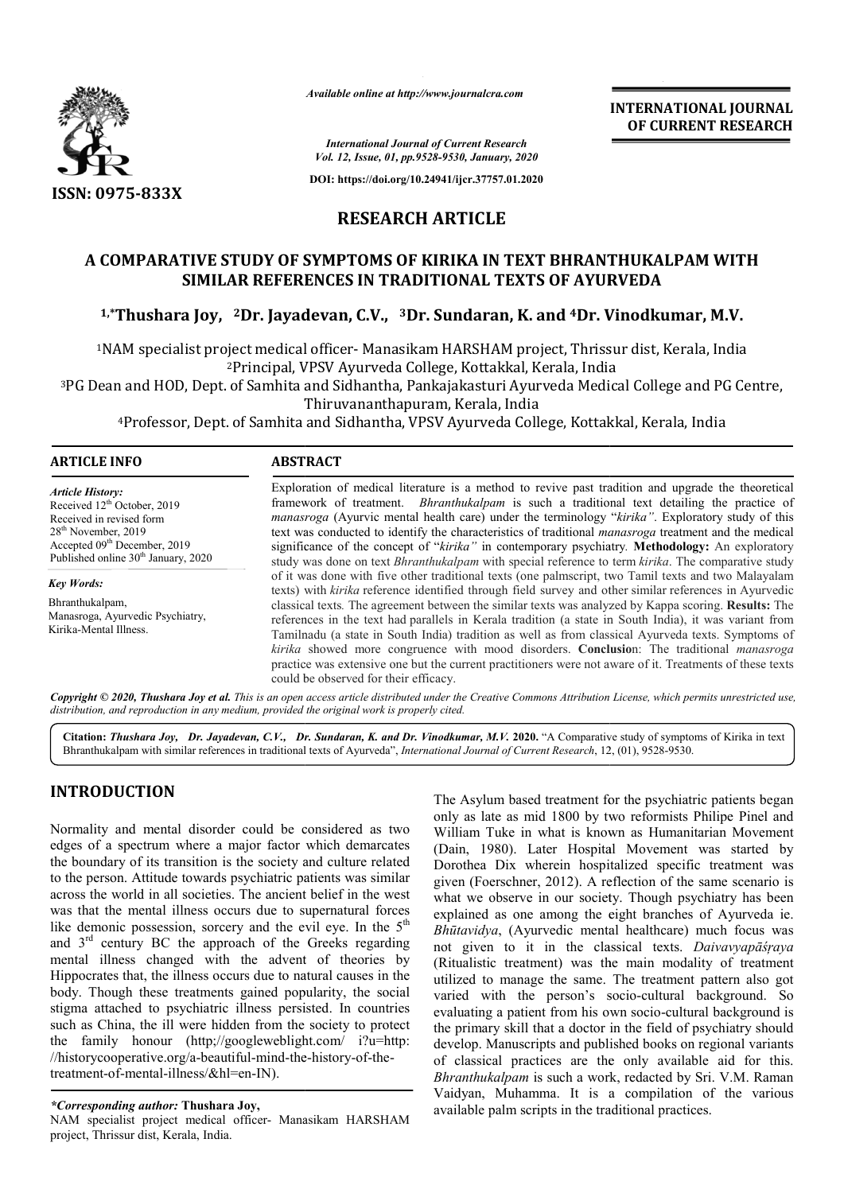# RESEARCH ARTICLE

## A COMPARATIVE STUDY OF SYMPTOMS OF KIRIKA IN TEXT BHRANTHUKALPAM WITH SIMILAR REFERENCES IN TRADITIONAL TEXTS OF AYURVEDA

**[1,*]Thushara Joy, [2]Dr. Jayadevan, C.V., [3]Dr. Sundaran, K. and [4]Dr. Vinodkumar, M.V.**

[1]NAM specialist project medical officer- Manasikam HARSHAM project, Thrissur dist, Kerala, India

[2]Principal, VPSV Ayurveda College, Kottakkal, Kerala, India

[3]PG Dean and HOD, Dept. of Samhita and Sidhantha, Pankajakasturi Ayurveda Medical College and PG Centre, Thiruvananthapuram, Kerala, India

[4]Professor, Dept. of Samhita and Sidhantha, VPSV Ayurveda College, Kottakkal, Kerala, India

### ARTICLE INFO

*Article History:*

Received 12[th] October, 2019
Received in revised form 28[th] November, 2019
Accepted 09[th] December, 2019
Published online 30[th] January, 2020

*Key Words:*

Bhranthukalpam, Manasroga, Ayurvedic Psychiatry, Kirika-Mental Illness.

### ABSTRACT

Exploration of medical literature is a method to revive past tradition and upgrade the theoretical framework of treatment. *Bhranthukalpam* is such a traditional text detailing the practice of *manasroga* (Ayurvic mental health care) under the terminology "*kirika"*. Exploratory study of this text was conducted to identify the characteristics of traditional *manasroga* treatment and the medical significance of the concept of "*kirika"* in contemporary psychiatry. **Methodology:** An exploratory study was done on text *Bhranthukalpam* with special reference to term *kirika*. The comparative study of it was done with five other traditional texts (one palmscript, two Tamil texts and two Malayalam texts) with *kirika* reference identified through field survey and other similar references in Ayurvedic classical texts. The agreement between the similar texts was analyzed by Kappa scoring. **Results:** The references in the text had parallels in Kerala tradition (a state in South India), it was variant from Tamilnadu (a state in South India) tradition as well as from classical Ayurveda texts. Symptoms of *kirika* showed more congruence with mood disorders. **Conclusio**n: The traditional *manasroga* practice was extensive one but the current practitioners were not aware of it. Treatments of these texts could be observed for their efficacy.

*Copyright © 2020, Thushara Joy et al. This is an open access article distributed under the Creative Commons Attribution License, which permits unrestricted use, distribution, and reproduction in any medium, provided the original work is properly cited.*

**Citation:** *Thushara Joy, Dr. Jayadevan, C.V., Dr. Sundaran, K. and Dr. Vinodkumar, M.V.* **2020.** "A Comparative study of symptoms of Kirika in text Bhranthukalpam with similar references in traditional texts of Ayurveda", *International Journal of Current Research*, 12, (01), 9528-9530.

## INTRODUCTION

Normality and mental disorder could be considered as two edges of a spectrum where a major factor which demarcates the boundary of its transition is the society and culture related to the person. Attitude towards psychiatric patients was similar across the world in all societies. The ancient belief in the west was that the mental illness occurs due to supernatural forces like demonic possession, sorcery and the evil eye. In the 5[th] and 3[rd] century BC the approach of the Greeks regarding mental illness changed with the advent of theories by Hippocrates that, the illness occurs due to natural causes in the body. Though these treatments gained popularity, the social stigma attached to psychiatric illness persisted. In countries such as China, the ill were hidden from the society to protect the family honour (http;//googleweblight.com/ i?u=http: //historycooperative.org/a-beautiful-mind-the-history-of-the-treatment-of-mental-illness/&hl=en-IN).

The Asylum based treatment for the psychiatric patients began only as late as mid 1800 by two reformists Philipe Pinel and William Tuke in what is known as Humanitarian Movement (Dain, 1980). Later Hospital Movement was started by Dorothea Dix wherein hospitalized specific treatment was given (Foerschner, 2012). A reflection of the same scenario is what we observe in our society. Though psychiatry has been explained as one among the eight branches of Ayurveda ie. *Bhūtavidya*, (Ayurvedic mental healthcare) much focus was not given to it in the classical texts. *Daivavyapāśraya* (Ritualistic treatment) was the main modality of treatment utilized to manage the same. The treatment pattern also got varied with the person's socio-cultural background. So evaluating a patient from his own socio-cultural background is the primary skill that a doctor in the field of psychiatry should develop. Manuscripts and published books on regional variants of classical practices are the only available aid for this. *Bhranthukalpam* is such a work, redacted by Sri. V.M. Raman Vaidyan, Muhamma. It is a compilation of the various available palm scripts in the traditional practices.

*\*Corresponding author:* **Thushara Joy,**
NAM specialist project medical officer- Manasikam HARSHAM project, Thrissur dist, Kerala, India.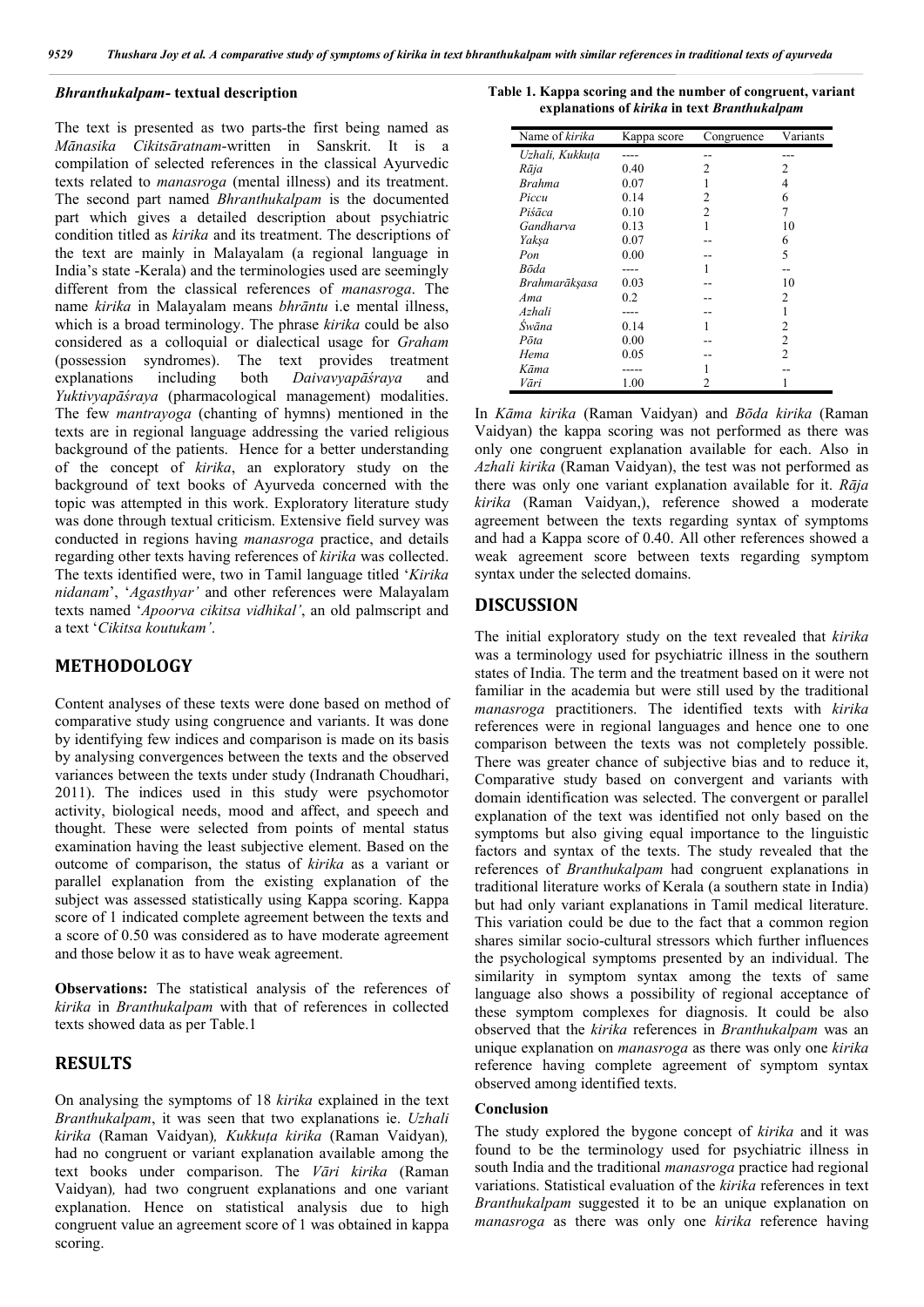### *Bhranthukalpam*- textual description

The text is presented as two parts-the first being named as *Mānasika Cikitsāratnam*-written in Sanskrit. It is a compilation of selected references in the classical Ayurvedic texts related to *manasroga* (mental illness) and its treatment. The second part named *Bhranthukalpam* is the documented part which gives a detailed description about psychiatric condition titled as *kirika* and its treatment. The descriptions of the text are mainly in Malayalam (a regional language in India's state -Kerala) and the terminologies used are seemingly different from the classical references of *manasroga*. The name *kirika* in Malayalam means *bhrāntu* i.e mental illness, which is a broad terminology. The phrase *kirika* could be also considered as a colloquial or dialectical usage for *Graham* (possession syndromes). The text provides treatment explanations including both *Daivavyapāśraya* and *Yuktivyapāśraya* (pharmacological management) modalities. The few *mantrayoga* (chanting of hymns) mentioned in the texts are in regional language addressing the varied religious background of the patients. Hence for a better understanding of the concept of *kirika*, an exploratory study on the background of text books of Ayurveda concerned with the topic was attempted in this work. Exploratory literature study was done through textual criticism. Extensive field survey was conducted in regions having *manasroga* practice, and details regarding other texts having references of *kirika* was collected. The texts identified were, two in Tamil language titled '*Kirika nidanam*', '*Agasthyar'* and other references were Malayalam texts named '*Apoorva cikitsa vidhikal'*, an old palmscript and a text '*Cikitsa koutukam'*.

## METHODOLOGY

Content analyses of these texts were done based on method of comparative study using congruence and variants. It was done by identifying few indices and comparison is made on its basis by analysing convergences between the texts and the observed variances between the texts under study (Indranath Choudhari, 2011). The indices used in this study were psychomotor activity, biological needs, mood and affect, and speech and thought. These were selected from points of mental status examination having the least subjective element. Based on the outcome of comparison, the status of *kirika* as a variant or parallel explanation from the existing explanation of the subject was assessed statistically using Kappa scoring. Kappa score of 1 indicated complete agreement between the texts and a score of 0.50 was considered as to have moderate agreement and those below it as to have weak agreement.

**Observations:** The statistical analysis of the references of *kirika* in *Branthukalpam* with that of references in collected texts showed data as per Table.1

## RESULTS

On analysing the symptoms of 18 *kirika* explained in the text *Branthukalpam*, it was seen that two explanations ie. *Uzhali kirika* (Raman Vaidyan)*, Kukkuṭa kirika* (Raman Vaidyan)*,* had no congruent or variant explanation available among the text books under comparison. The *Vāri kirika* (Raman Vaidyan)*,* had two congruent explanations and one variant explanation. Hence on statistical analysis due to high congruent value an agreement score of 1 was obtained in kappa scoring.

**Table 1. Kappa scoring and the number of congruent, variant explanations of *kirika* in text *Branthukalpam***

| Name of *kirika* | Kappa score | Congruence | Variants |
|---|---|---|---|
| *Uzhali, Kukkuṭa* | ---- | -- | --- |
| *Rāja* | 0.40 | 2 | 2 |
| *Brahma* | 0.07 | 1 | 4 |
| *Piccu* | 0.14 | 2 | 6 |
| *Piśāca* | 0.10 | 2 | 7 |
| *Gandharva* | 0.13 | 1 | 10 |
| *Yakṣa* | 0.07 | -- | 6 |
| *Pon* | 0.00 | -- | 5 |
| *Bōda* | ---- | 1 | -- |
| *Brahmarākṣasa* | 0.03 | -- | 10 |
| *Ama* | 0.2 | -- | 2 |
| *Azhali* | ---- | -- | 1 |
| *Śwāna* | 0.14 | 1 | 2 |
| *Pōta* | 0.00 | -- | 2 |
| *Hema* | 0.05 | -- | 2 |
| *Kāma* | ----- | 1 | -- |
| *Vāri* | 1.00 | 2 | 1 |

In *Kāma kirika* (Raman Vaidyan) and *Bōda kirika* (Raman Vaidyan) the kappa scoring was not performed as there was only one congruent explanation available for each. Also in *Azhali kirika* (Raman Vaidyan), the test was not performed as there was only one variant explanation available for it. *Rāja kirika* (Raman Vaidyan,), reference showed a moderate agreement between the texts regarding syntax of symptoms and had a Kappa score of 0.40. All other references showed a weak agreement score between texts regarding symptom syntax under the selected domains.

## DISCUSSION

The initial exploratory study on the text revealed that *kirika* was a terminology used for psychiatric illness in the southern states of India. The term and the treatment based on it were not familiar in the academia but were still used by the traditional *manasroga* practitioners. The identified texts with *kirika* references were in regional languages and hence one to one comparison between the texts was not completely possible. There was greater chance of subjective bias and to reduce it, Comparative study based on convergent and variants with domain identification was selected. The convergent or parallel explanation of the text was identified not only based on the symptoms but also giving equal importance to the linguistic factors and syntax of the texts. The study revealed that the references of *Branthukalpam* had congruent explanations in traditional literature works of Kerala (a southern state in India) but had only variant explanations in Tamil medical literature. This variation could be due to the fact that a common region shares similar socio-cultural stressors which further influences the psychological symptoms presented by an individual. The similarity in symptom syntax among the texts of same language also shows a possibility of regional acceptance of these symptom complexes for diagnosis. It could be also observed that the *kirika* references in *Branthukalpam* was an unique explanation on *manasroga* as there was only one *kirika* reference having complete agreement of symptom syntax observed among identified texts.

### Conclusion

The study explored the bygone concept of *kirika* and it was found to be the terminology used for psychiatric illness in south India and the traditional *manasroga* practice had regional variations. Statistical evaluation of the *kirika* references in text *Branthukalpam* suggested it to be an unique explanation on *manasroga* as there was only one *kirika* reference having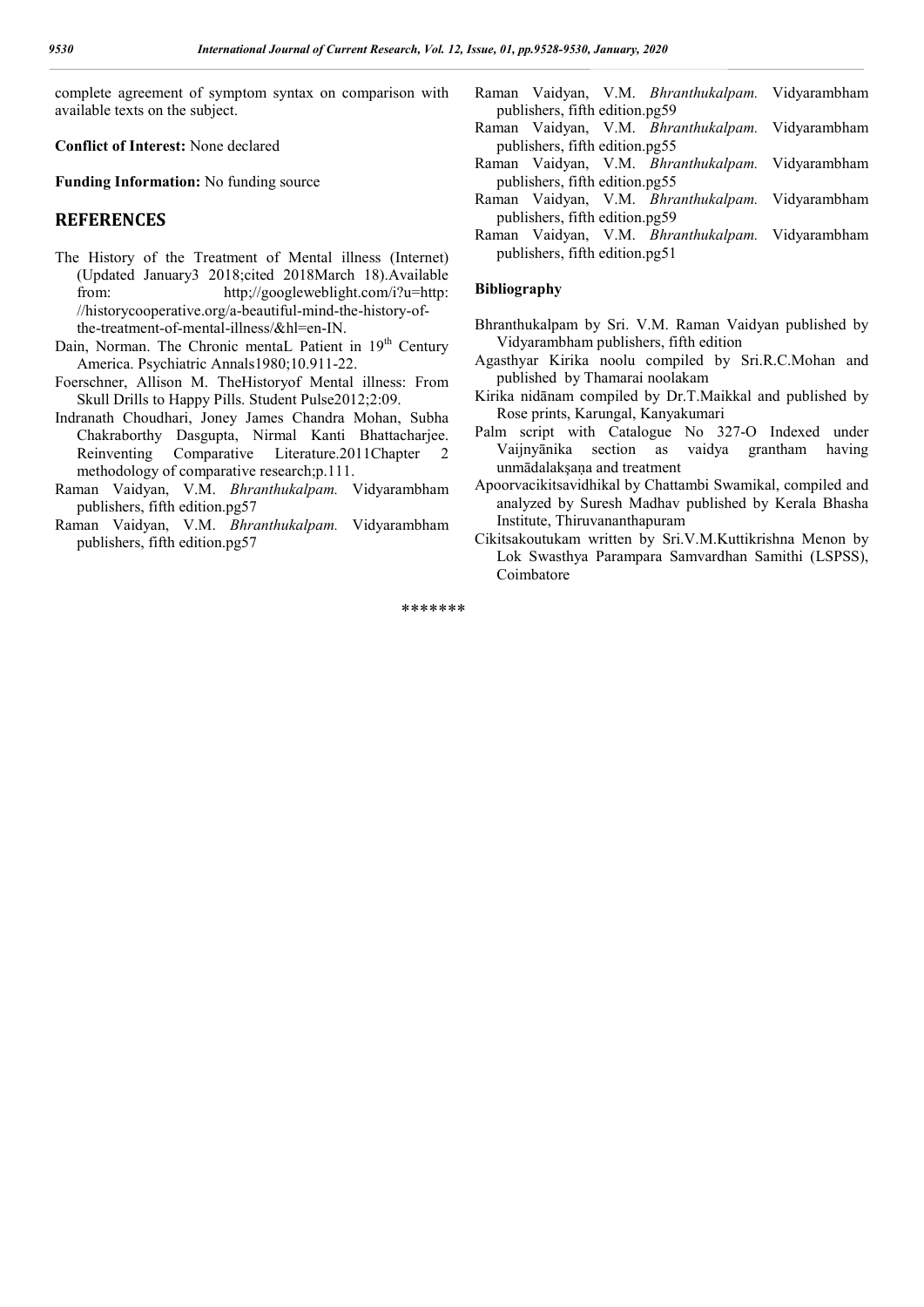complete agreement of symptom syntax on comparison with available texts on the subject.

**Conflict of Interest:** None declared

**Funding Information:** No funding source

## REFERENCES

The History of the Treatment of Mental illness (Internet) (Updated January3 2018;cited 2018March 18).Available from: http;//googleweblight.com/i?u=http: //historycooperative.org/a-beautiful-mind-the-history-of-the-treatment-of-mental-illness/&hl=en-IN.

Dain, Norman. The Chronic mentaL Patient in 19th Century America. Psychiatric Annals1980;10.911-22.

Foerschner, Allison M. TheHistoryof Mental illness: From Skull Drills to Happy Pills. Student Pulse2012;2:09.

Indranath Choudhari, Joney James Chandra Mohan, Subha Chakraborthy Dasgupta, Nirmal Kanti Bhattacharjee. Reinventing Comparative Literature.2011Chapter 2 methodology of comparative research;p.111.

Raman Vaidyan, V.M. *Bhranthukalpam.* Vidyarambham publishers, fifth edition.pg57

Raman Vaidyan, V.M. *Bhranthukalpam.* Vidyarambham publishers, fifth edition.pg57

Raman Vaidyan, V.M. *Bhranthukalpam.* Vidyarambham publishers, fifth edition.pg59

Raman Vaidyan, V.M. *Bhranthukalpam.* Vidyarambham publishers, fifth edition.pg55

Raman Vaidyan, V.M. *Bhranthukalpam.* Vidyarambham publishers, fifth edition.pg55

Raman Vaidyan, V.M. *Bhranthukalpam.* Vidyarambham publishers, fifth edition.pg59

Raman Vaidyan, V.M. *Bhranthukalpam.* Vidyarambham publishers, fifth edition.pg51

### Bibliography

Bhranthukalpam by Sri. V.M. Raman Vaidyan published by Vidyarambham publishers, fifth edition

Agasthyar Kirika noolu compiled by Sri.R.C.Mohan and published by Thamarai noolakam

Kirika nidānam compiled by Dr.T.Maikkal and published by Rose prints, Karungal, Kanyakumari

Palm script with Catalogue No 327-O Indexed under Vaijnyānika section as vaidya grantham having unmādalakṣaṇa and treatment

Apoorvacikitsavidhikal by Chattambi Swamikal, compiled and analyzed by Suresh Madhav published by Kerala Bhasha Institute, Thiruvananthapuram

Cikitsakoutukam written by Sri.V.M.Kuttikrishna Menon by Lok Swasthya Parampara Samvardhan Samithi (LSPSS), Coimbatore

*******